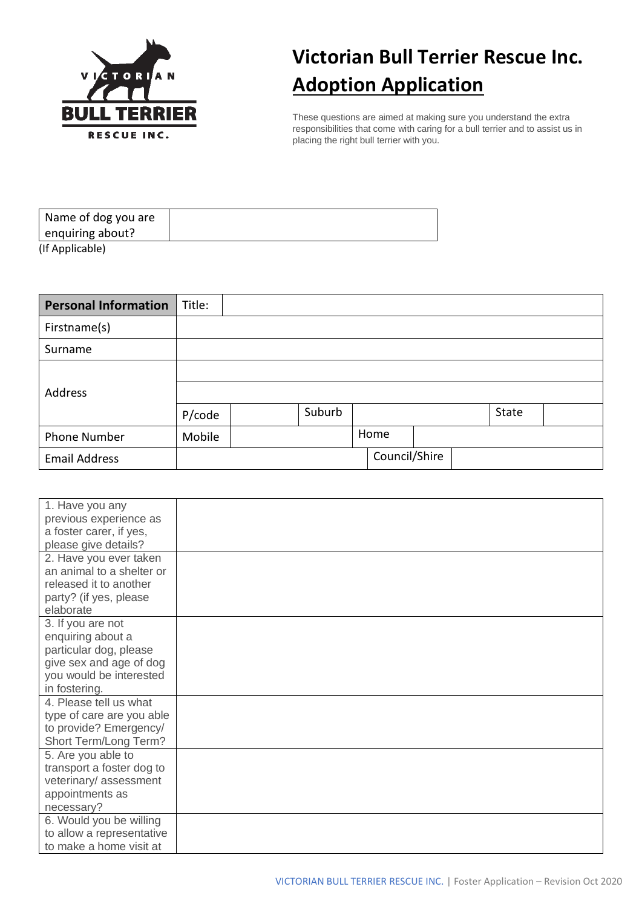# Victorian Bull Terrier Rescue Inc.

## Adoption Application

These questions are aimed at making sure you understand the extra responsibilities that come with caring for a bull terrier and to assist us in placing the right bull terrier with you.

| Name of dog you are enquiring about? | |
|---|---|

(If Applicable)

| **Personal Information** | Title: | | | | | |
|---|---|---|---|---|---|---|
| Firstname(s) | | | | | | |
| Surname | | | | | | |
| Address | | | | | | |
| | | | | | | |
| | P/code | | Suburb | | State | |
| Phone Number | Mobile | | Home | | | |
| Email Address | | | Council/Shire | | | |

| Question | Answer |
|---|---|
| 1. Have you any previous experience as a foster carer, if yes, please give details? | |
| 2. Have you ever taken an animal to a shelter or released it to another party? (if yes, please elaborate | |
| 3. If you are not enquiring about a particular dog, please give sex and age of dog you would be interested in fostering. | |
| 4. Please tell us what type of care are you able to provide? Emergency/ Short Term/Long Term? | |
| 5. Are you able to transport a foster dog to veterinary/ assessment appointments as necessary? | |
| 6. Would you be willing to allow a representative to make a home visit at | |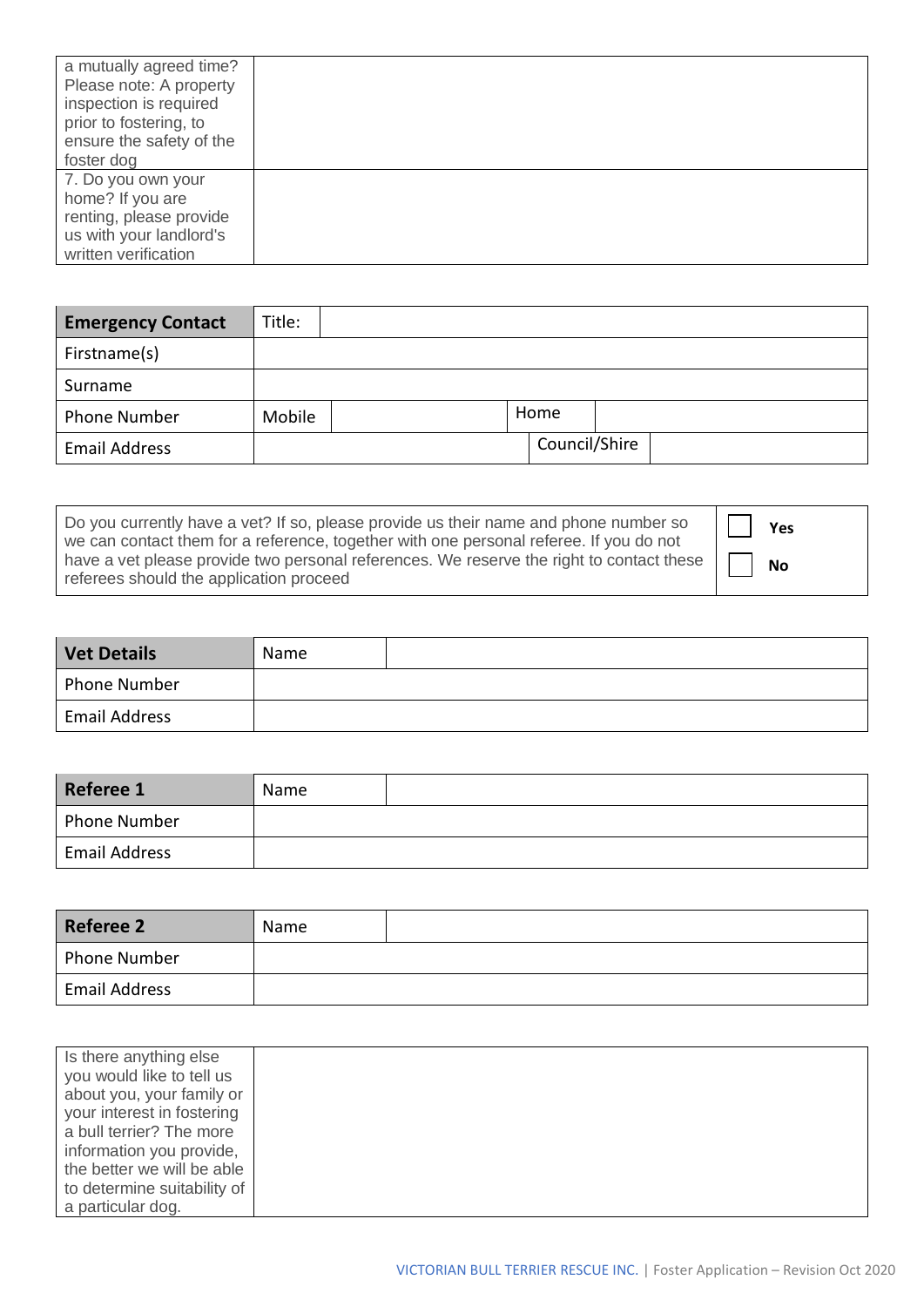| | |
|---|---|
| a mutually agreed time? Please note: A property inspection is required prior to fostering, to ensure the safety of the foster dog | |
| 7. Do you own your home? If you are renting, please provide us with your landlord's written verification | |

| **Emergency Contact** | Title: | | | |
|---|---|---|---|---|
| Firstname(s) | | | | |
| Surname | | | | |
| Phone Number | Mobile | | Home | |
| Email Address | | | Council/Shire | |

| | |
|---|---|
| Do you currently have a vet? If so, please provide us their name and phone number so we can contact them for a reference, together with one personal referee. If you do not have a vet please provide two personal references. We reserve the right to contact these referees should the application proceed | ☐ **Yes** ☐ **No** |

| **Vet Details** | Name | |
|---|---|---|
| Phone Number | | |
| Email Address | | |

| **Referee 1** | Name | |
|---|---|---|
| Phone Number | | |
| Email Address | | |

| **Referee 2** | Name | |
|---|---|---|
| Phone Number | | |
| Email Address | | |

| | |
|---|---|
| Is there anything else you would like to tell us about you, your family or your interest in fostering a bull terrier? The more information you provide, the better we will be able to determine suitability of a particular dog. | |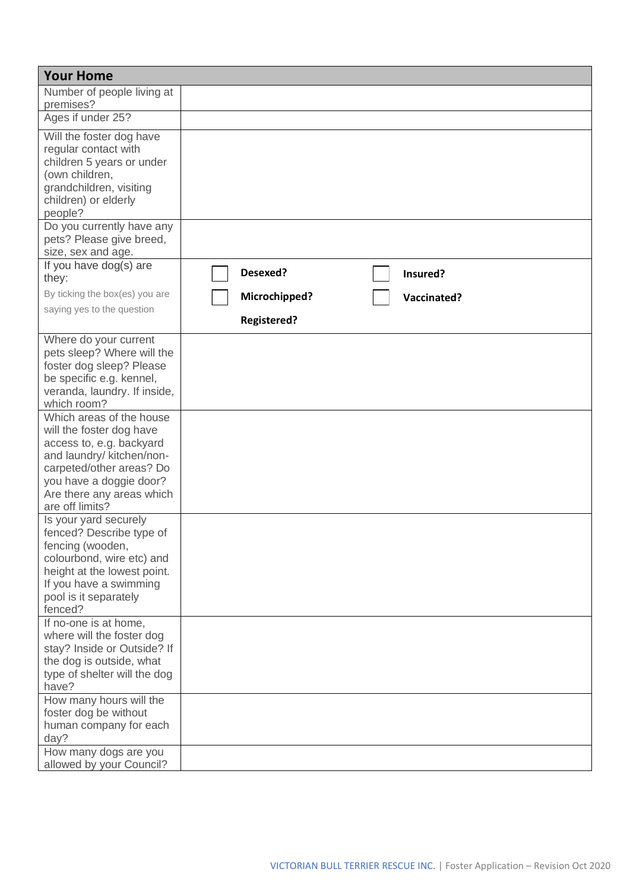| Your Home | |
|---|---|
| Number of people living at premises? | |
| Ages if under 25? | |
| Will the foster dog have regular contact with children 5 years or under (own children, grandchildren, visiting children) or elderly people? | |
| Do you currently have any pets? Please give breed, size, sex and age. | |
| If you have dog(s) are they:<br>By ticking the box(es) you are saying yes to the question | ☐ **Desexed?** ☐ **Insured?**<br>☐ **Microchipped?** ☐ **Vaccinated?**<br>**Registered?** |
| Where do your current pets sleep? Where will the foster dog sleep? Please be specific e.g. kennel, veranda, laundry. If inside, which room? | |
| Which areas of the house will the foster dog have access to, e.g. backyard and laundry/ kitchen/non-carpeted/other areas? Do you have a doggie door? Are there any areas which are off limits? | |
| Is your yard securely fenced? Describe type of fencing (wooden, colourbond, wire etc) and height at the lowest point. If you have a swimming pool is it separately fenced? | |
| If no-one is at home, where will the foster dog stay? Inside or Outside? If the dog is outside, what type of shelter will the dog have? | |
| How many hours will the foster dog be without human company for each day? | |
| How many dogs are you allowed by your Council? | |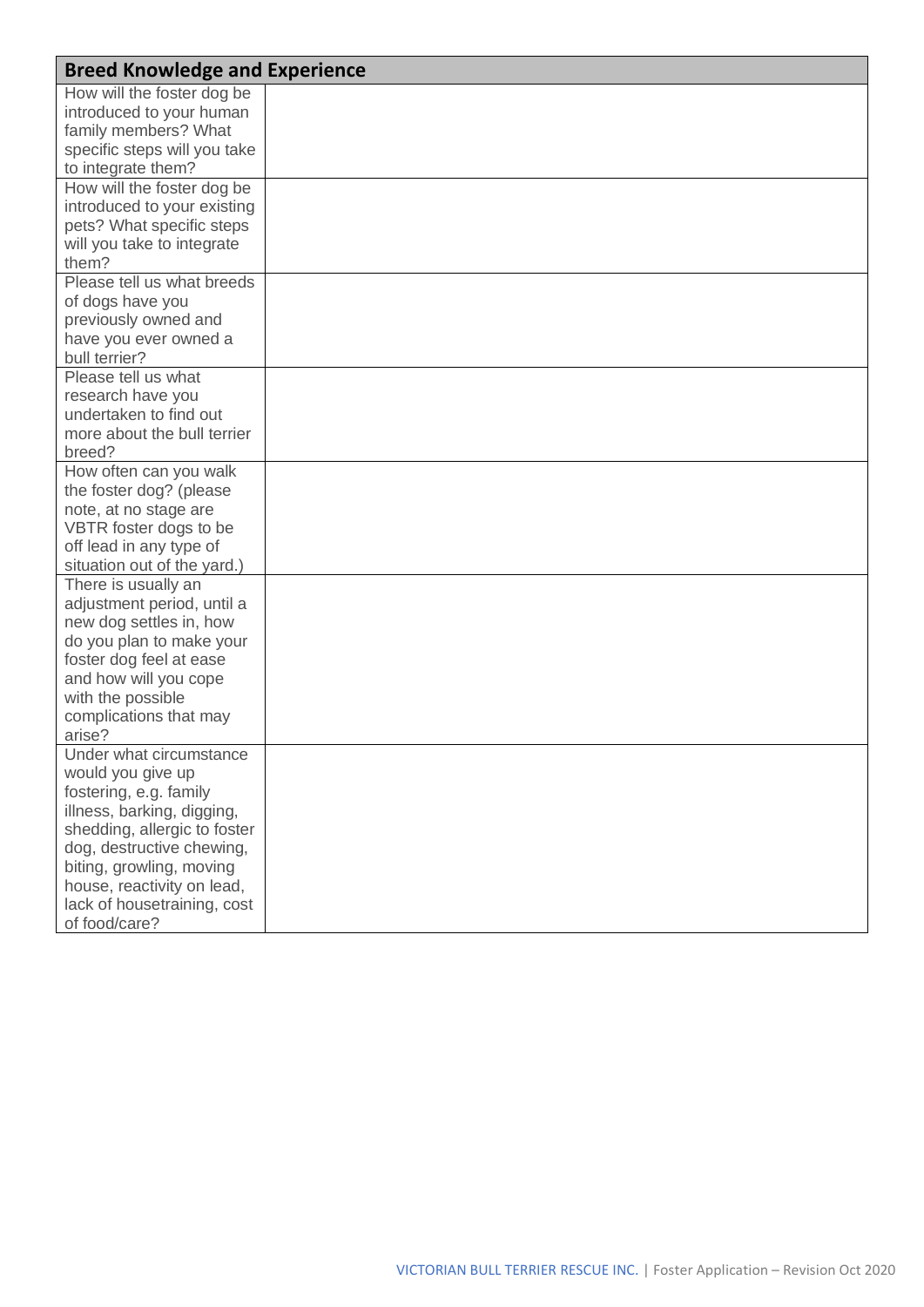| Breed Knowledge and Experience | |
|---|---|
| How will the foster dog be introduced to your human family members? What specific steps will you take to integrate them? | |
| How will the foster dog be introduced to your existing pets? What specific steps will you take to integrate them? | |
| Please tell us what breeds of dogs have you previously owned and have you ever owned a bull terrier? | |
| Please tell us what research have you undertaken to find out more about the bull terrier breed? | |
| How often can you walk the foster dog? (please note, at no stage are VBTR foster dogs to be off lead in any type of situation out of the yard.) | |
| There is usually an adjustment period, until a new dog settles in, how do you plan to make your foster dog feel at ease and how will you cope with the possible complications that may arise? | |
| Under what circumstance would you give up fostering, e.g. family illness, barking, digging, shedding, allergic to foster dog, destructive chewing, biting, growling, moving house, reactivity on lead, lack of housetraining, cost of food/care? | |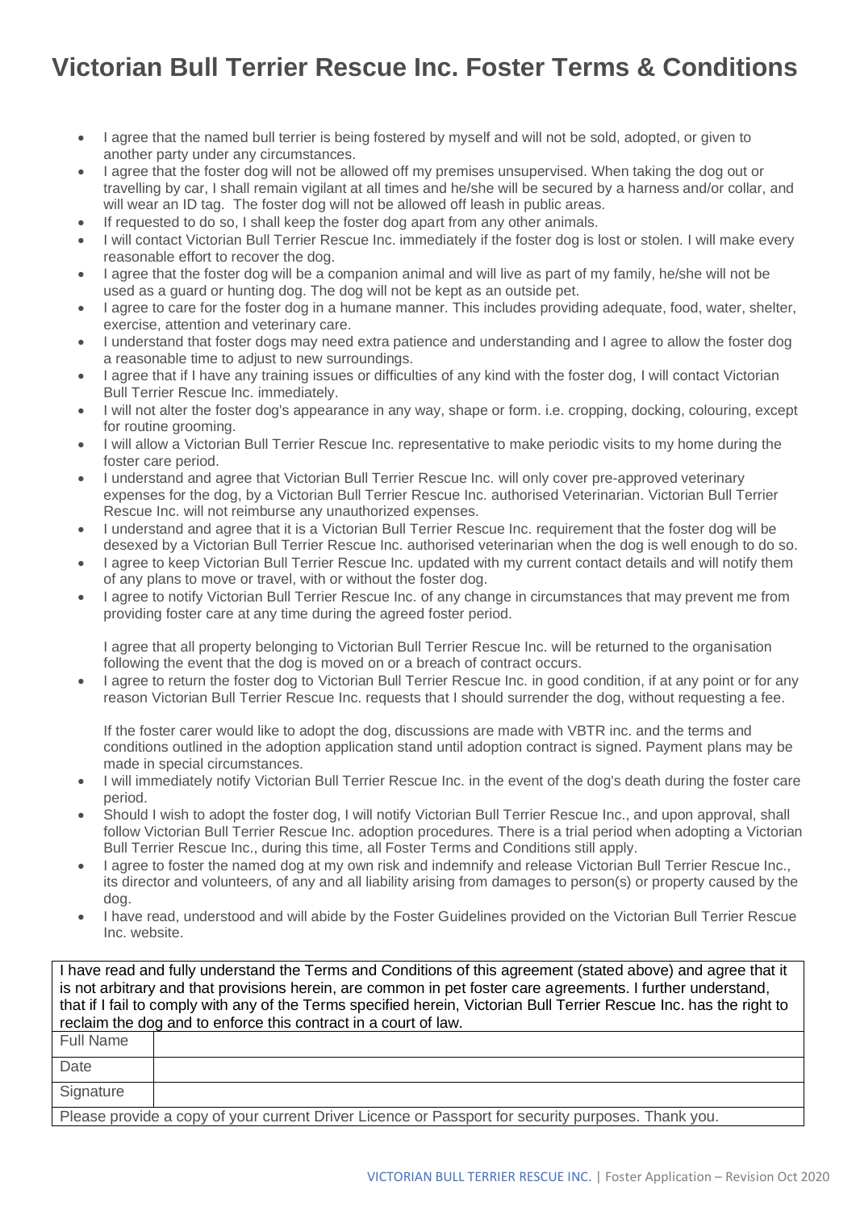# Victorian Bull Terrier Rescue Inc. Foster Terms & Conditions

- I agree that the named bull terrier is being fostered by myself and will not be sold, adopted, or given to another party under any circumstances.
- I agree that the foster dog will not be allowed off my premises unsupervised. When taking the dog out or travelling by car, I shall remain vigilant at all times and he/she will be secured by a harness and/or collar, and will wear an ID tag. The foster dog will not be allowed off leash in public areas.
- If requested to do so, I shall keep the foster dog apart from any other animals.
- I will contact Victorian Bull Terrier Rescue Inc. immediately if the foster dog is lost or stolen. I will make every reasonable effort to recover the dog.
- I agree that the foster dog will be a companion animal and will live as part of my family, he/she will not be used as a guard or hunting dog. The dog will not be kept as an outside pet.
- I agree to care for the foster dog in a humane manner. This includes providing adequate, food, water, shelter, exercise, attention and veterinary care.
- I understand that foster dogs may need extra patience and understanding and I agree to allow the foster dog a reasonable time to adjust to new surroundings.
- I agree that if I have any training issues or difficulties of any kind with the foster dog, I will contact Victorian Bull Terrier Rescue Inc. immediately.
- I will not alter the foster dog's appearance in any way, shape or form. i.e. cropping, docking, colouring, except for routine grooming.
- I will allow a Victorian Bull Terrier Rescue Inc. representative to make periodic visits to my home during the foster care period.
- I understand and agree that Victorian Bull Terrier Rescue Inc. will only cover pre-approved veterinary expenses for the dog, by a Victorian Bull Terrier Rescue Inc. authorised Veterinarian. Victorian Bull Terrier Rescue Inc. will not reimburse any unauthorized expenses.
- I understand and agree that it is a Victorian Bull Terrier Rescue Inc. requirement that the foster dog will be desexed by a Victorian Bull Terrier Rescue Inc. authorised veterinarian when the dog is well enough to do so.
- I agree to keep Victorian Bull Terrier Rescue Inc. updated with my current contact details and will notify them of any plans to move or travel, with or without the foster dog.
- I agree to notify Victorian Bull Terrier Rescue Inc. of any change in circumstances that may prevent me from providing foster care at any time during the agreed foster period.

  I agree that all property belonging to Victorian Bull Terrier Rescue Inc. will be returned to the organisation following the event that the dog is moved on or a breach of contract occurs.
- I agree to return the foster dog to Victorian Bull Terrier Rescue Inc. in good condition, if at any point or for any reason Victorian Bull Terrier Rescue Inc. requests that I should surrender the dog, without requesting a fee.

  If the foster carer would like to adopt the dog, discussions are made with VBTR inc. and the terms and conditions outlined in the adoption application stand until adoption contract is signed. Payment plans may be made in special circumstances.
- I will immediately notify Victorian Bull Terrier Rescue Inc. in the event of the dog's death during the foster care period.
- Should I wish to adopt the foster dog, I will notify Victorian Bull Terrier Rescue Inc., and upon approval, shall follow Victorian Bull Terrier Rescue Inc. adoption procedures. There is a trial period when adopting a Victorian Bull Terrier Rescue Inc., during this time, all Foster Terms and Conditions still apply.
- I agree to foster the named dog at my own risk and indemnify and release Victorian Bull Terrier Rescue Inc., its director and volunteers, of any and all liability arising from damages to person(s) or property caused by the dog.
- I have read, understood and will abide by the Foster Guidelines provided on the Victorian Bull Terrier Rescue Inc. website.

| I have read and fully understand the Terms and Conditions of this agreement (stated above) and agree that it is not arbitrary and that provisions herein, are common in pet foster care agreements. I further understand, that if I fail to comply with any of the Terms specified herein, Victorian Bull Terrier Rescue Inc. has the right to reclaim the dog and to enforce this contract in a court of law. | |
|---|---|
| Full Name | |
| Date | |
| Signature | |
| Please provide a copy of your current Driver Licence or Passport for security purposes. Thank you. | |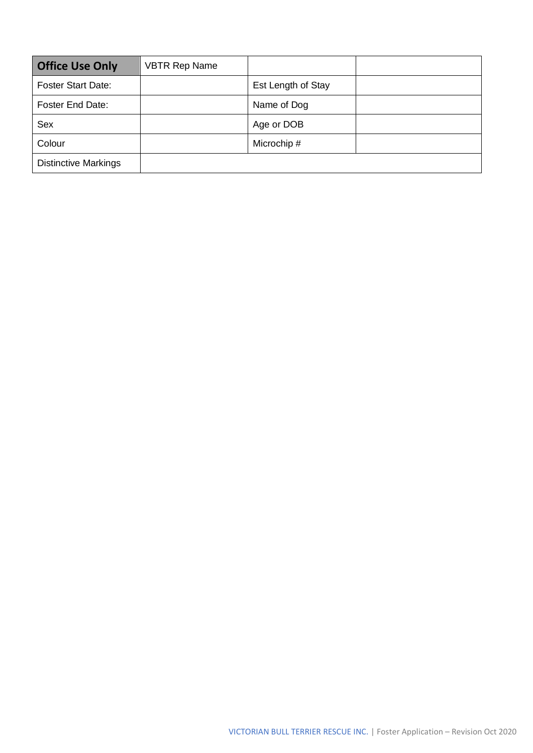| **Office Use Only** | VBTR Rep Name | | |
|---|---|---|---|
| Foster Start Date: | | Est Length of Stay | |
| Foster End Date: | | Name of Dog | |
| Sex | | Age or DOB | |
| Colour | | Microchip # | |
| Distinctive Markings | | | |